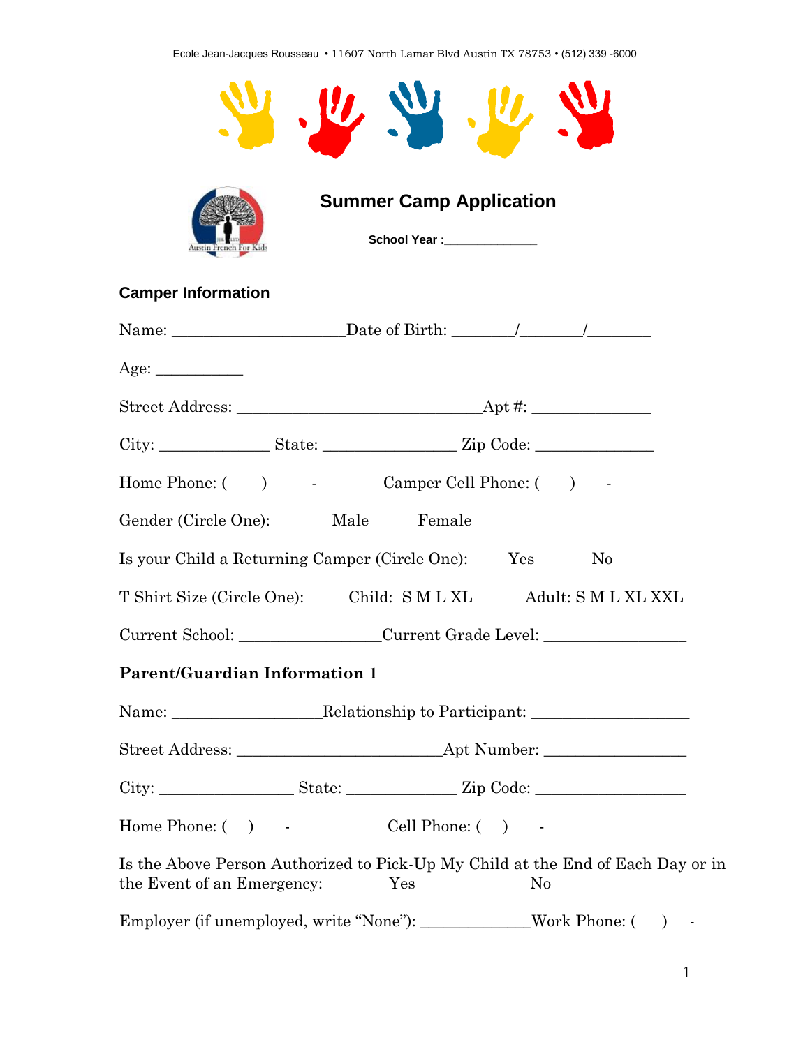Ecole Jean-Jacques Rousseau • 11607 North Lamar Blvd Austin TX 78753 • (512) 339 -6000

# Summer Camp Application

**School Year :**_____________

## Camper Information

Name: ____________________Date of Birth: _______/_______/_______

Age: __________

Street Address: ____________________________Apt #: ______________

City: _____________ State: _______________ Zip Code: ______________

Home Phone: (    )    -        Camper Cell Phone: (    )    -

Gender (Circle One):    Male    Female

Is your Child a Returning Camper (Circle One):    Yes    No

T Shirt Size (Circle One):    Child: S M L XL    Adult: S M L XL XXL

Current School: ________________Current Grade Level: ________________

## Parent/Guardian Information 1

Name: _________________Relationship to Participant: __________________

Street Address: ________________________Apt Number: ________________

City: ________________ State: _____________ Zip Code: _________________

Home Phone: (    )    -        Cell Phone: (    )    -

Is the Above Person Authorized to Pick-Up My Child at the End of Each Day or in the Event of an Emergency:    Yes    No

Employer (if unemployed, write "None"): _____________Work Phone: (    )    -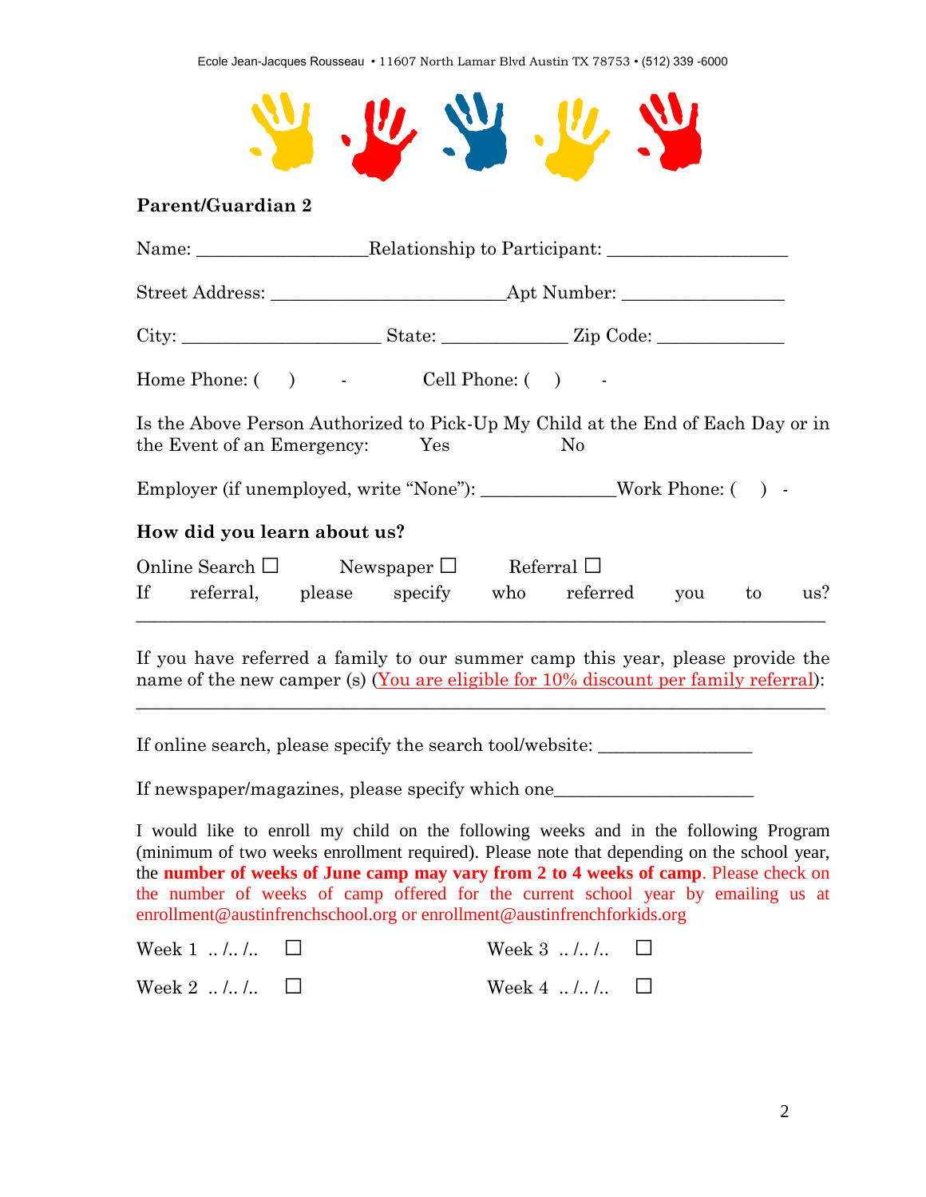## Parent/Guardian 2

Name: __________________Relationship to Participant: ___________________

Street Address: ________________________Apt Number: _________________

City: _____________________ State: _____________ Zip Code: _____________

Home Phone: (    )     -          Cell Phone: (    )     -

Is the Above Person Authorized to Pick-Up My Child at the End of Each Day or in the Event of an Emergency:    Yes    No

Employer (if unemployed, write "None"): ______________Work Phone: (    )   -

### How did you learn about us?

Online Search ☐    Newspaper ☐    Referral ☐

If referral, please specify who referred you to us?
___________________________________________________________________________

If you have referred a family to our summer camp this year, please provide the name of the new camper (s) (You are eligible for 10% discount per family referral):
___________________________________________________________________________

If online search, please specify the search tool/website: ________________

If newspaper/magazines, please specify which one_____________________

I would like to enroll my child on the following weeks and in the following Program (minimum of two weeks enrollment required). Please note that depending on the school year, the **number of weeks of June camp may vary from 2 to 4 weeks of camp**. Please check on the number of weeks of camp offered for the current school year by emailing us at enrollment@austinfrenchschool.org or enrollment@austinfrenchforkids.org

Week 1 .. /.. /..  ☐    Week 3 .. /.. /..  ☐

Week 2 .. /.. /..  ☐    Week 4 .. /.. /..  ☐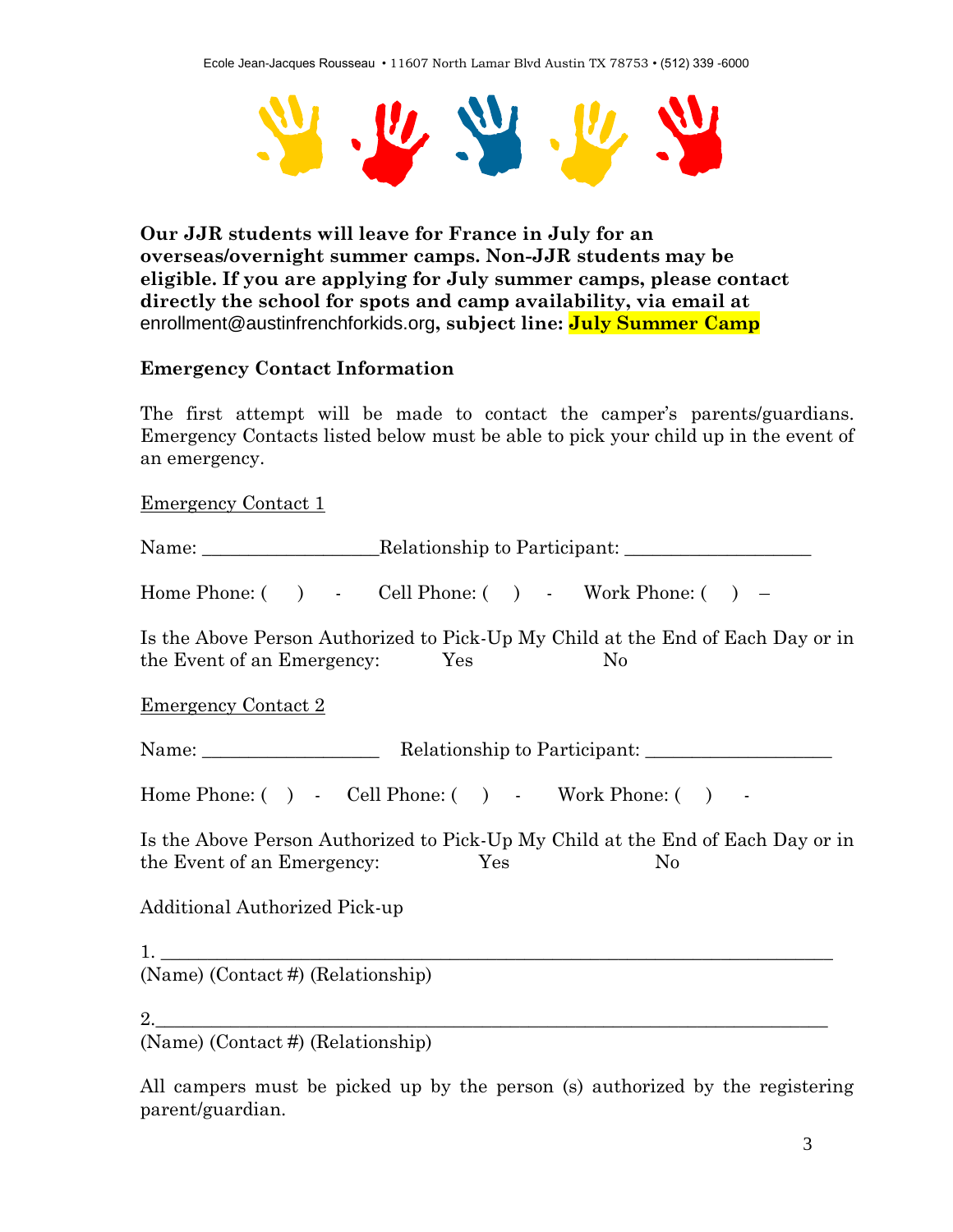**Our JJR students will leave for France in July for an overseas/overnight summer camps. Non-JJR students may be eligible. If you are applying for July summer camps, please contact directly the school for spots and camp availability, via email at** enrollment@austinfrenchforkids.org**, subject line: July Summer Camp**

**Emergency Contact Information**

The first attempt will be made to contact the camper's parents/guardians. Emergency Contacts listed below must be able to pick your child up in the event of an emergency.

Emergency Contact 1

Name: ___________________Relationship to Participant: ____________________

Home Phone: (     )     -      Cell Phone: (     )     -      Work Phone: (     )     –

Is the Above Person Authorized to Pick-Up My Child at the End of Each Day or in the Event of an Emergency:     Yes     No

Emergency Contact 2

Name: ___________________     Relationship to Participant: ____________________

Home Phone: (   )   -    Cell Phone: (     )     -      Work Phone: (     )     -

Is the Above Person Authorized to Pick-Up My Child at the End of Each Day or in the Event of an Emergency:     Yes     No

Additional Authorized Pick-up

1. ________________________________________________________________________
(Name) (Contact #) (Relationship)

2.________________________________________________________________________
(Name) (Contact #) (Relationship)

All campers must be picked up by the person (s) authorized by the registering parent/guardian.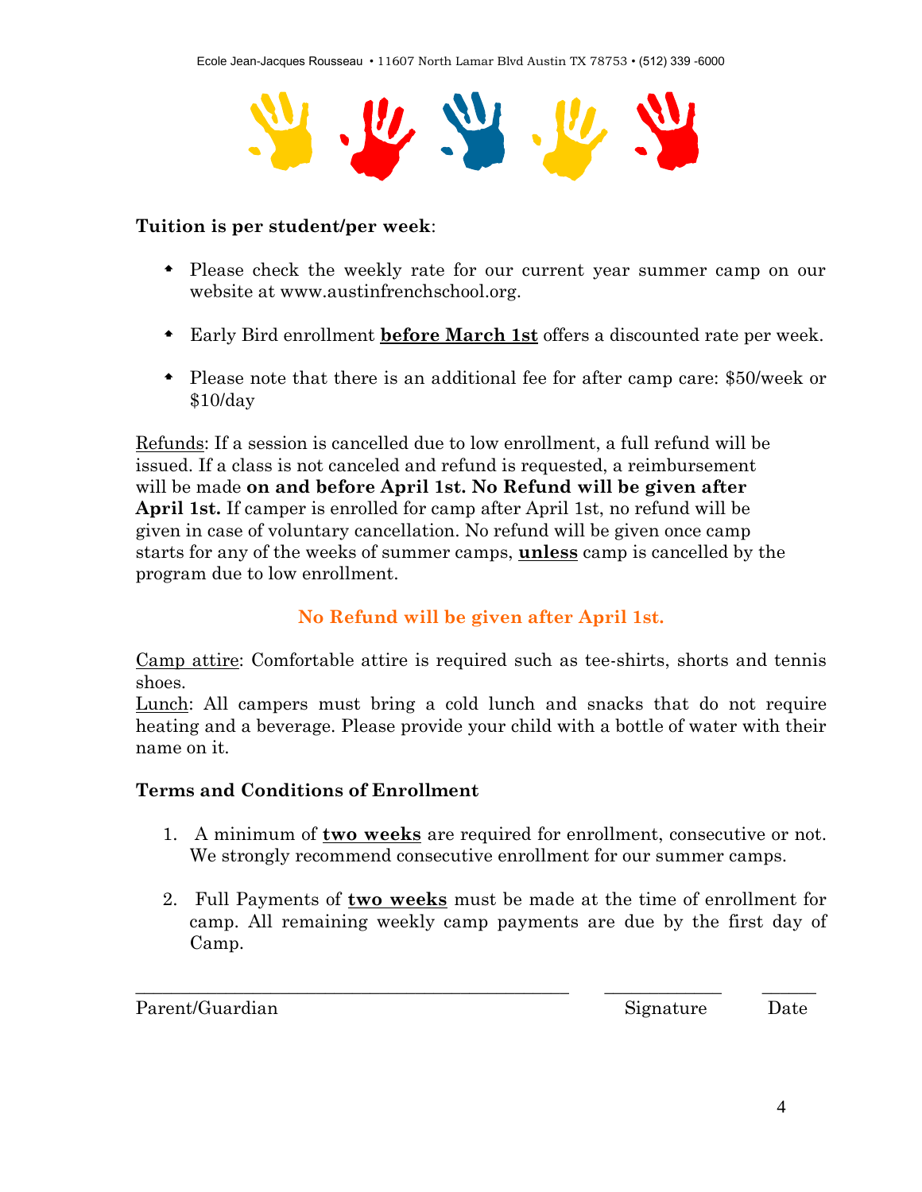**Tuition is per student/per week**:

- Please check the weekly rate for our current year summer camp on our website at www.austinfrenchschool.org.
- Early Bird enrollment **<u>before March 1st</u>** offers a discounted rate per week.
- Please note that there is an additional fee for after camp care: $50/week or $10/day

<u>Refunds</u>: If a session is cancelled due to low enrollment, a full refund will be issued. If a class is not canceled and refund is requested, a reimbursement will be made **on and before April 1st. No Refund will be given after April 1st.** If camper is enrolled for camp after April 1st, no refund will be given in case of voluntary cancellation. No refund will be given once camp starts for any of the weeks of summer camps, **<u>unless</u>** camp is cancelled by the program due to low enrollment.

**No Refund will be given after April 1st.**

<u>Camp attire</u>: Comfortable attire is required such as tee-shirts, shorts and tennis shoes.
<u>Lunch</u>: All campers must bring a cold lunch and snacks that do not require heating and a beverage. Please provide your child with a bottle of water with their name on it.

**Terms and Conditions of Enrollment**

1. A minimum of **<u>two weeks</u>** are required for enrollment, consecutive or not. We strongly recommend consecutive enrollment for our summer camps.
2. Full Payments of **<u>two weeks</u>** must be made at the time of enrollment for camp. All remaining weekly camp payments are due by the first day of Camp.

\_\_\_\_\_\_\_\_\_\_\_\_\_\_\_\_\_\_\_\_\_\_\_\_\_\_\_\_\_\_\_\_\_\_\_\_\_\_\_\_\_\_\_\_\_\_\_ \_\_\_\_\_\_\_\_\_\_\_\_\_ \_\_\_\_\_\_

Parent/Guardian Signature Date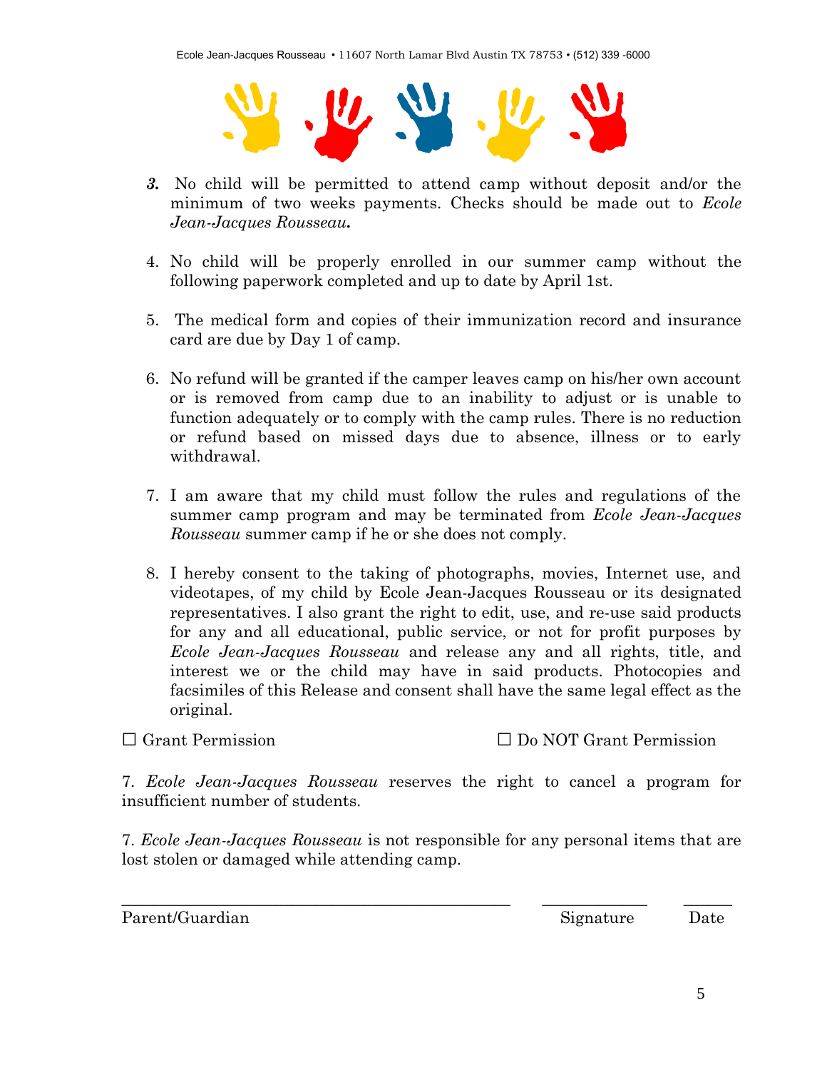3. No child will be permitted to attend camp without deposit and/or the minimum of two weeks payments. Checks should be made out to *Ecole Jean-Jacques Rousseau.*

4. No child will be properly enrolled in our summer camp without the following paperwork completed and up to date by April 1st.

5. The medical form and copies of their immunization record and insurance card are due by Day 1 of camp.

6. No refund will be granted if the camper leaves camp on his/her own account or is removed from camp due to an inability to adjust or is unable to function adequately or to comply with the camp rules. There is no reduction or refund based on missed days due to absence, illness or to early withdrawal.

7. I am aware that my child must follow the rules and regulations of the summer camp program and may be terminated from *Ecole Jean-Jacques Rousseau* summer camp if he or she does not comply.

8. I hereby consent to the taking of photographs, movies, Internet use, and videotapes, of my child by Ecole Jean-Jacques Rousseau or its designated representatives. I also grant the right to edit, use, and re-use said products for any and all educational, public service, or not for profit purposes by *Ecole Jean-Jacques Rousseau* and release any and all rights, title, and interest we or the child may have in said products. Photocopies and facsimiles of this Release and consent shall have the same legal effect as the original.

☐ Grant Permission ☐ Do NOT Grant Permission

7. *Ecole Jean-Jacques Rousseau* reserves the right to cancel a program for insufficient number of students.

7. *Ecole Jean-Jacques Rousseau* is not responsible for any personal items that are lost stolen or damaged while attending camp.

_______________________________________________ _____________ ______

Parent/Guardian Signature Date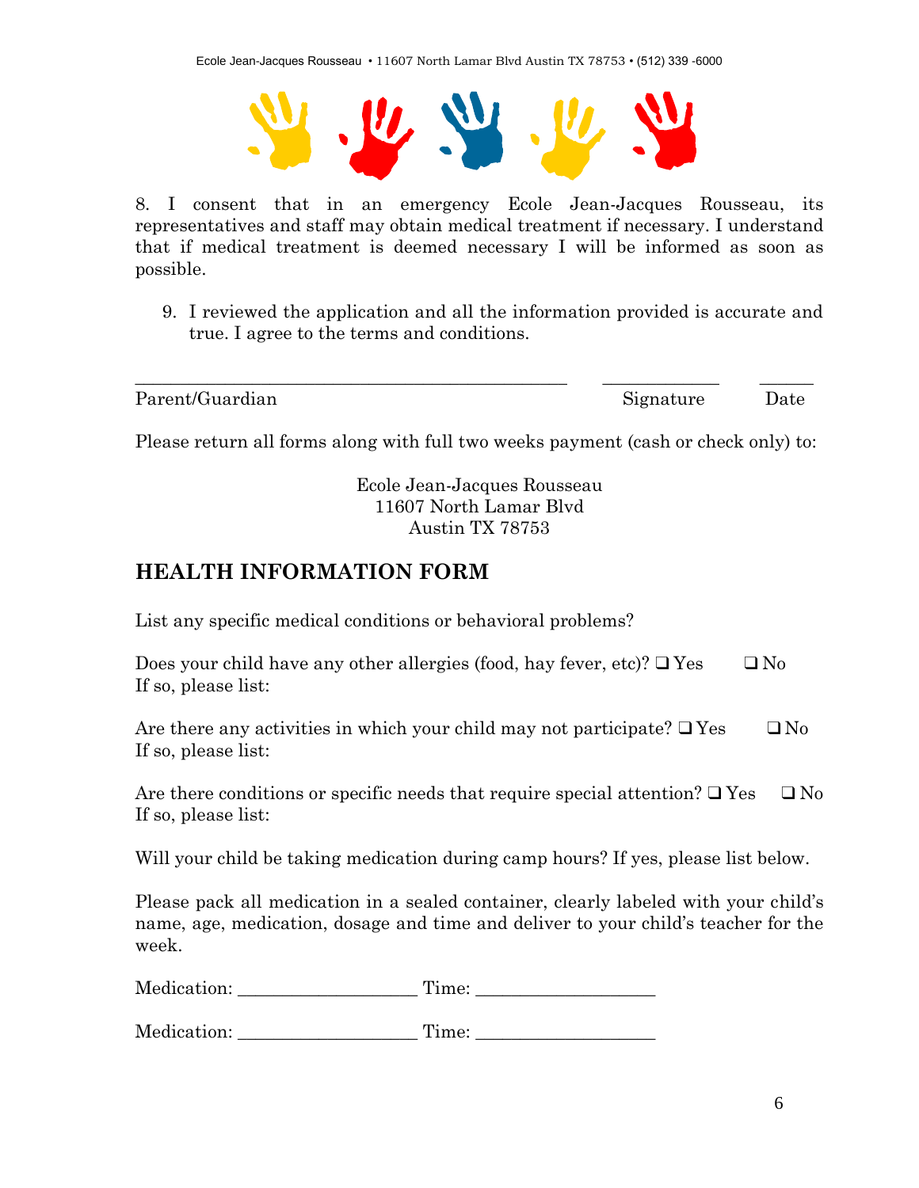8. I consent that in an emergency Ecole Jean-Jacques Rousseau, its representatives and staff may obtain medical treatment if necessary. I understand that if medical treatment is deemed necessary I will be informed as soon as possible.

9. I reviewed the application and all the information provided is accurate and true. I agree to the terms and conditions.

_____________________________________________ ____________ ______
Parent/Guardian Signature Date

Please return all forms along with full two weeks payment (cash or check only) to:

Ecole Jean-Jacques Rousseau
11607 North Lamar Blvd
Austin TX 78753

## HEALTH INFORMATION FORM

List any specific medical conditions or behavioral problems?

Does your child have any other allergies (food, hay fever, etc)? ❑ Yes ❑ No
If so, please list:

Are there any activities in which your child may not participate? ❑ Yes ❑ No
If so, please list:

Are there conditions or specific needs that require special attention? ❑ Yes ❑ No
If so, please list:

Will your child be taking medication during camp hours? If yes, please list below.

Please pack all medication in a sealed container, clearly labeled with your child's name, age, medication, dosage and time and deliver to your child's teacher for the week.

Medication: ___________________ Time: ___________________

Medication: ___________________ Time: ___________________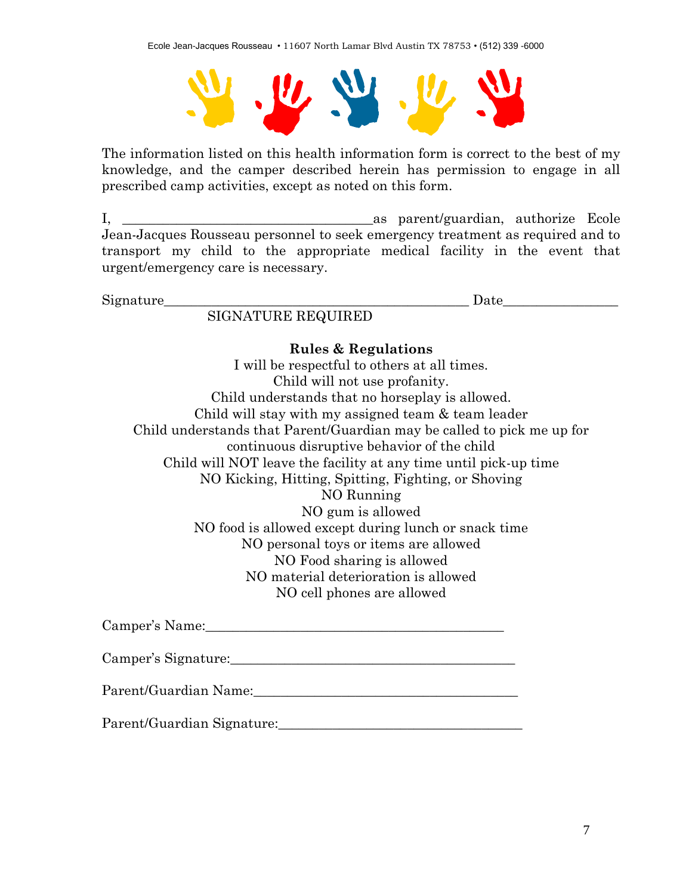The information listed on this health information form is correct to the best of my knowledge, and the camper described herein has permission to engage in all prescribed camp activities, except as noted on this form.

I, ____________________________________as parent/guardian, authorize Ecole Jean-Jacques Rousseau personnel to seek emergency treatment as required and to transport my child to the appropriate medical facility in the event that urgent/emergency care is necessary.

Signature_____________________________________________ Date________________

SIGNATURE REQUIRED

**Rules & Regulations**

I will be respectful to others at all times.
Child will not use profanity.
Child understands that no horseplay is allowed.
Child will stay with my assigned team & team leader
Child understands that Parent/Guardian may be called to pick me up for continuous disruptive behavior of the child
Child will NOT leave the facility at any time until pick-up time
NO Kicking, Hitting, Spitting, Fighting, or Shoving
NO Running
NO gum is allowed
NO food is allowed except during lunch or snack time
NO personal toys or items are allowed
NO Food sharing is allowed
NO material deterioration is allowed
NO cell phones are allowed

Camper's Name:____________________________________________

Camper's Signature:_________________________________________

Parent/Guardian Name:______________________________________

Parent/Guardian Signature:___________________________________